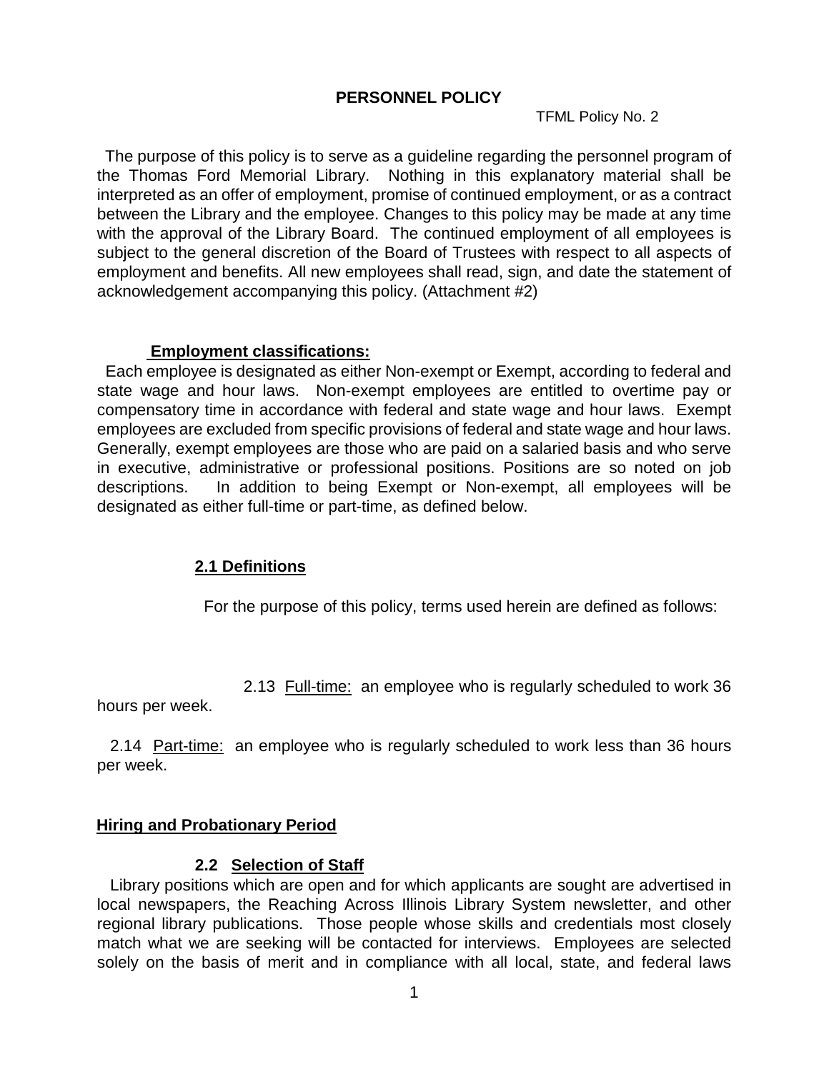# PERSONNEL POLICY

TFML Policy No. 2

The purpose of this policy is to serve as a guideline regarding the personnel program of the Thomas Ford Memorial Library. Nothing in this explanatory material shall be interpreted as an offer of employment, promise of continued employment, or as a contract between the Library and the employee. Changes to this policy may be made at any time with the approval of the Library Board. The continued employment of all employees is subject to the general discretion of the Board of Trustees with respect to all aspects of employment and benefits. All new employees shall read, sign, and date the statement of acknowledgement accompanying this policy. (Attachment #2)

## Employment classifications:

Each employee is designated as either Non-exempt or Exempt, according to federal and state wage and hour laws. Non-exempt employees are entitled to overtime pay or compensatory time in accordance with federal and state wage and hour laws. Exempt employees are excluded from specific provisions of federal and state wage and hour laws. Generally, exempt employees are those who are paid on a salaried basis and who serve in executive, administrative or professional positions. Positions are so noted on job descriptions. In addition to being Exempt or Non-exempt, all employees will be designated as either full-time or part-time, as defined below.

### 2.1 Definitions

For the purpose of this policy, terms used herein are defined as follows:

2.13 Full-time: an employee who is regularly scheduled to work 36 hours per week.

2.14 Part-time: an employee who is regularly scheduled to work less than 36 hours per week.

## Hiring and Probationary Period

### 2.2 Selection of Staff

Library positions which are open and for which applicants are sought are advertised in local newspapers, the Reaching Across Illinois Library System newsletter, and other regional library publications. Those people whose skills and credentials most closely match what we are seeking will be contacted for interviews. Employees are selected solely on the basis of merit and in compliance with all local, state, and federal laws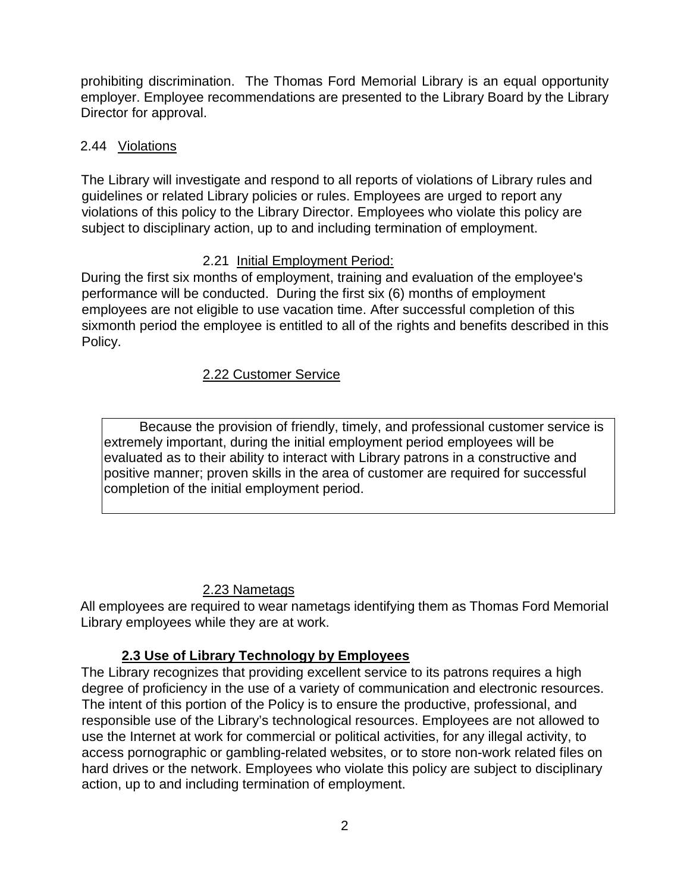prohibiting discrimination. The Thomas Ford Memorial Library is an equal opportunity employer. Employee recommendations are presented to the Library Board by the Library Director for approval.

### 2.44 Violations

The Library will investigate and respond to all reports of violations of Library rules and guidelines or related Library policies or rules. Employees are urged to report any violations of this policy to the Library Director. Employees who violate this policy are subject to disciplinary action, up to and including termination of employment.

### 2.21 Initial Employment Period:

During the first six months of employment, training and evaluation of the employee's performance will be conducted. During the first six (6) months of employment employees are not eligible to use vacation time. After successful completion of this sixmonth period the employee is entitled to all of the rights and benefits described in this Policy.

### 2.22 Customer Service

Because the provision of friendly, timely, and professional customer service is extremely important, during the initial employment period employees will be evaluated as to their ability to interact with Library patrons in a constructive and positive manner; proven skills in the area of customer are required for successful completion of the initial employment period.

### 2.23 Nametags

All employees are required to wear nametags identifying them as Thomas Ford Memorial Library employees while they are at work.

## 2.3 Use of Library Technology by Employees

The Library recognizes that providing excellent service to its patrons requires a high degree of proficiency in the use of a variety of communication and electronic resources. The intent of this portion of the Policy is to ensure the productive, professional, and responsible use of the Library's technological resources. Employees are not allowed to use the Internet at work for commercial or political activities, for any illegal activity, to access pornographic or gambling-related websites, or to store non-work related files on hard drives or the network. Employees who violate this policy are subject to disciplinary action, up to and including termination of employment.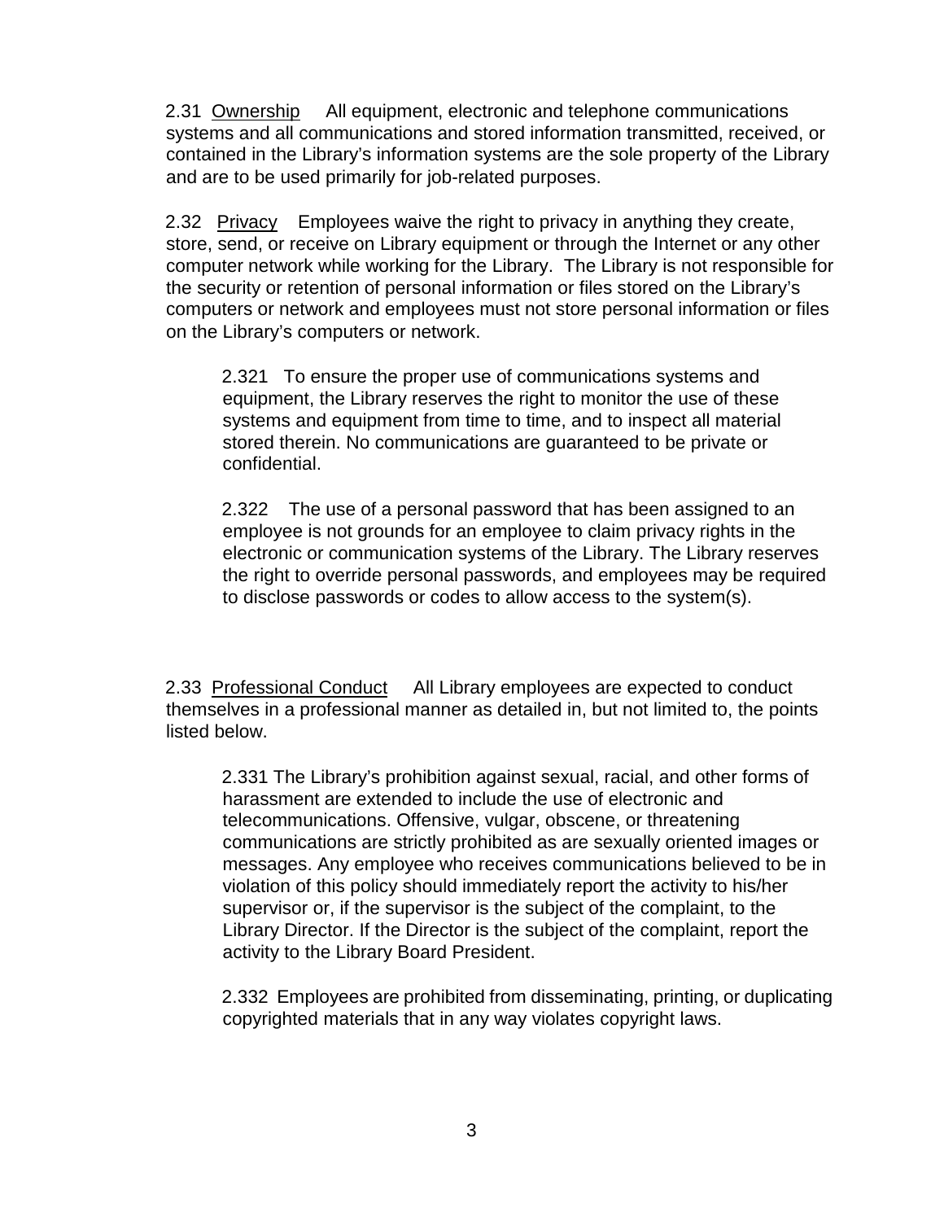2.31 <u>Ownership</u> All equipment, electronic and telephone communications systems and all communications and stored information transmitted, received, or contained in the Library's information systems are the sole property of the Library and are to be used primarily for job-related purposes.

2.32 <u>Privacy</u> Employees waive the right to privacy in anything they create, store, send, or receive on Library equipment or through the Internet or any other computer network while working for the Library. The Library is not responsible for the security or retention of personal information or files stored on the Library's computers or network and employees must not store personal information or files on the Library's computers or network.

> 2.321 To ensure the proper use of communications systems and equipment, the Library reserves the right to monitor the use of these systems and equipment from time to time, and to inspect all material stored therein. No communications are guaranteed to be private or confidential.
>
> 2.322 The use of a personal password that has been assigned to an employee is not grounds for an employee to claim privacy rights in the electronic or communication systems of the Library. The Library reserves the right to override personal passwords, and employees may be required to disclose passwords or codes to allow access to the system(s).

2.33 <u>Professional Conduct</u> All Library employees are expected to conduct themselves in a professional manner as detailed in, but not limited to, the points listed below.

> 2.331 The Library's prohibition against sexual, racial, and other forms of harassment are extended to include the use of electronic and telecommunications. Offensive, vulgar, obscene, or threatening communications are strictly prohibited as are sexually oriented images or messages. Any employee who receives communications believed to be in violation of this policy should immediately report the activity to his/her supervisor or, if the supervisor is the subject of the complaint, to the Library Director. If the Director is the subject of the complaint, report the activity to the Library Board President.
>
> 2.332 Employees are prohibited from disseminating, printing, or duplicating copyrighted materials that in any way violates copyright laws.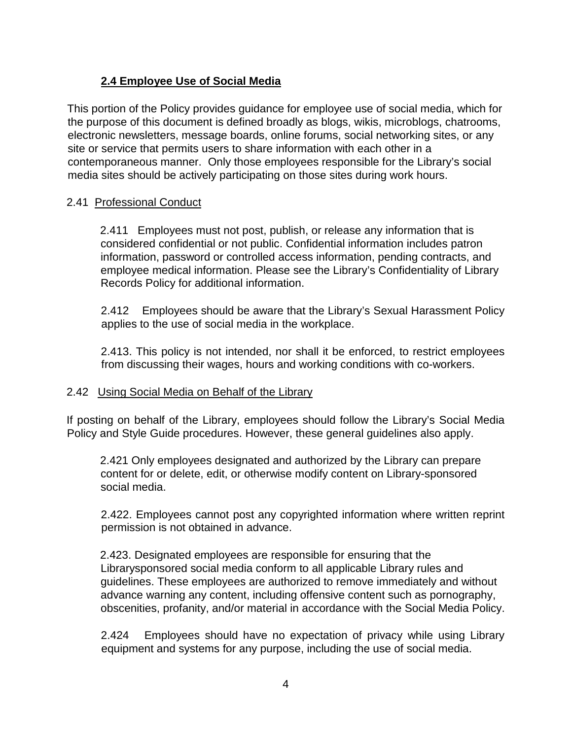## 2.4 Employee Use of Social Media

This portion of the Policy provides guidance for employee use of social media, which for the purpose of this document is defined broadly as blogs, wikis, microblogs, chatrooms, electronic newsletters, message boards, online forums, social networking sites, or any site or service that permits users to share information with each other in a contemporaneous manner. Only those employees responsible for the Library's social media sites should be actively participating on those sites during work hours.

### 2.41 Professional Conduct

2.411 Employees must not post, publish, or release any information that is considered confidential or not public. Confidential information includes patron information, password or controlled access information, pending contracts, and employee medical information. Please see the Library's Confidentiality of Library Records Policy for additional information.

2.412 Employees should be aware that the Library's Sexual Harassment Policy applies to the use of social media in the workplace.

2.413. This policy is not intended, nor shall it be enforced, to restrict employees from discussing their wages, hours and working conditions with co-workers.

### 2.42 Using Social Media on Behalf of the Library

If posting on behalf of the Library, employees should follow the Library's Social Media Policy and Style Guide procedures. However, these general guidelines also apply.

2.421 Only employees designated and authorized by the Library can prepare content for or delete, edit, or otherwise modify content on Library-sponsored social media.

2.422. Employees cannot post any copyrighted information where written reprint permission is not obtained in advance.

2.423. Designated employees are responsible for ensuring that the Librarysponsored social media conform to all applicable Library rules and guidelines. These employees are authorized to remove immediately and without advance warning any content, including offensive content such as pornography, obscenities, profanity, and/or material in accordance with the Social Media Policy.

2.424 Employees should have no expectation of privacy while using Library equipment and systems for any purpose, including the use of social media.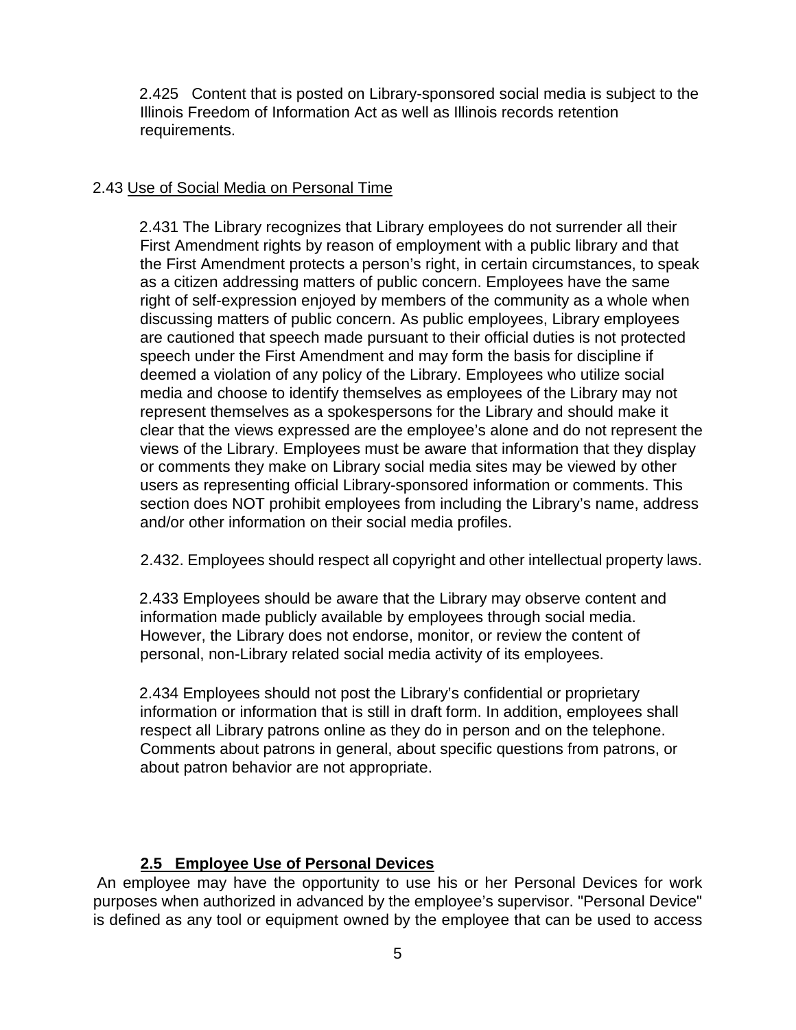2.425 Content that is posted on Library-sponsored social media is subject to the Illinois Freedom of Information Act as well as Illinois records retention requirements.

2.43 Use of Social Media on Personal Time

2.431 The Library recognizes that Library employees do not surrender all their First Amendment rights by reason of employment with a public library and that the First Amendment protects a person's right, in certain circumstances, to speak as a citizen addressing matters of public concern. Employees have the same right of self-expression enjoyed by members of the community as a whole when discussing matters of public concern. As public employees, Library employees are cautioned that speech made pursuant to their official duties is not protected speech under the First Amendment and may form the basis for discipline if deemed a violation of any policy of the Library. Employees who utilize social media and choose to identify themselves as employees of the Library may not represent themselves as a spokespersons for the Library and should make it clear that the views expressed are the employee's alone and do not represent the views of the Library. Employees must be aware that information that they display or comments they make on Library social media sites may be viewed by other users as representing official Library-sponsored information or comments. This section does NOT prohibit employees from including the Library's name, address and/or other information on their social media profiles.

2.432. Employees should respect all copyright and other intellectual property laws.

2.433 Employees should be aware that the Library may observe content and information made publicly available by employees through social media. However, the Library does not endorse, monitor, or review the content of personal, non-Library related social media activity of its employees.

2.434 Employees should not post the Library's confidential or proprietary information or information that is still in draft form. In addition, employees shall respect all Library patrons online as they do in person and on the telephone. Comments about patrons in general, about specific questions from patrons, or about patron behavior are not appropriate.

## 2.5 Employee Use of Personal Devices

An employee may have the opportunity to use his or her Personal Devices for work purposes when authorized in advanced by the employee's supervisor. "Personal Device" is defined as any tool or equipment owned by the employee that can be used to access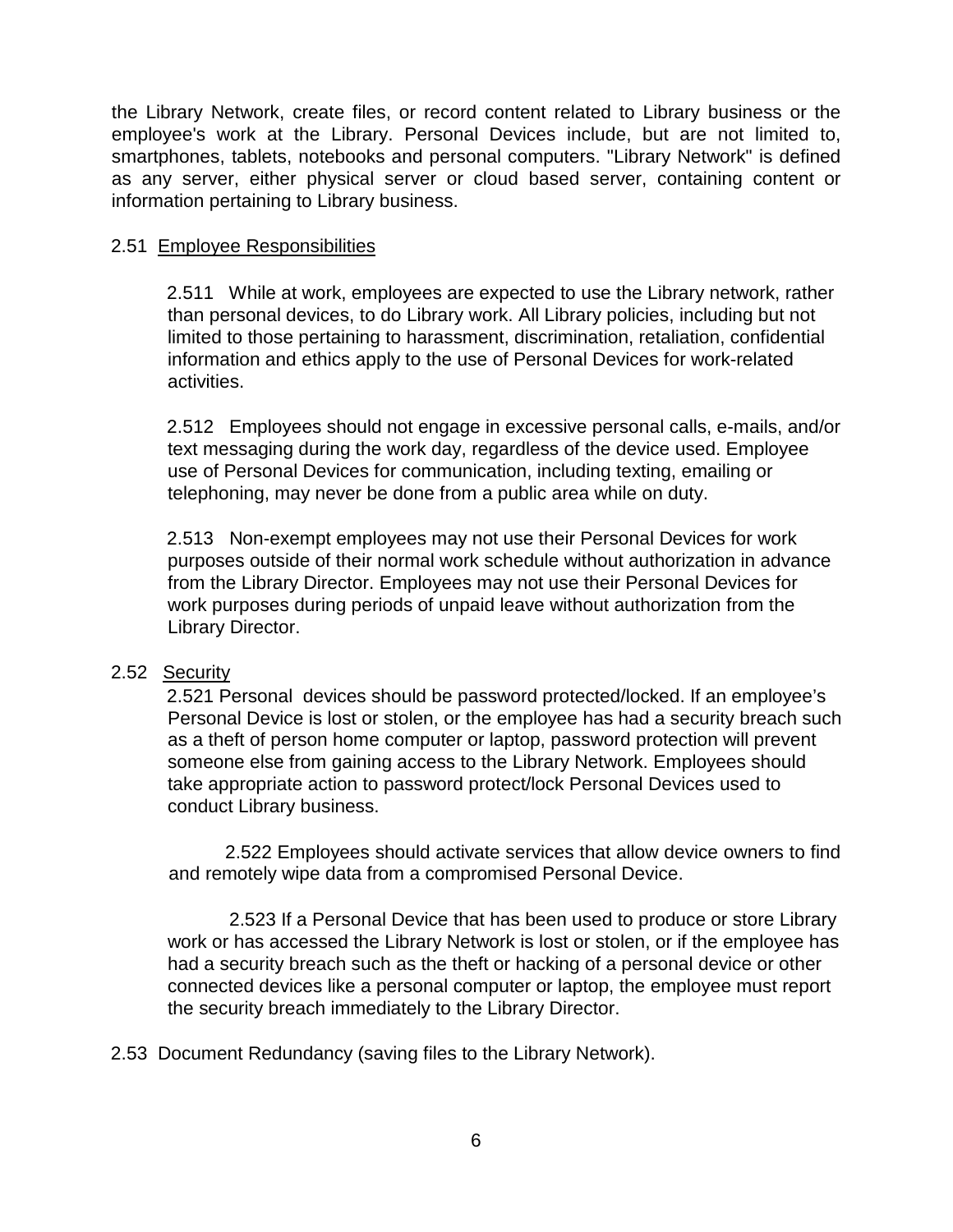the Library Network, create files, or record content related to Library business or the employee's work at the Library. Personal Devices include, but are not limited to, smartphones, tablets, notebooks and personal computers. "Library Network" is defined as any server, either physical server or cloud based server, containing content or information pertaining to Library business.

2.51 Employee Responsibilities

2.511 While at work, employees are expected to use the Library network, rather than personal devices, to do Library work. All Library policies, including but not limited to those pertaining to harassment, discrimination, retaliation, confidential information and ethics apply to the use of Personal Devices for work-related activities.

2.512 Employees should not engage in excessive personal calls, e-mails, and/or text messaging during the work day, regardless of the device used. Employee use of Personal Devices for communication, including texting, emailing or telephoning, may never be done from a public area while on duty.

2.513 Non-exempt employees may not use their Personal Devices for work purposes outside of their normal work schedule without authorization in advance from the Library Director. Employees may not use their Personal Devices for work purposes during periods of unpaid leave without authorization from the Library Director.

2.52 Security

2.521 Personal devices should be password protected/locked. If an employee's Personal Device is lost or stolen, or the employee has had a security breach such as a theft of person home computer or laptop, password protection will prevent someone else from gaining access to the Library Network. Employees should take appropriate action to password protect/lock Personal Devices used to conduct Library business.

2.522 Employees should activate services that allow device owners to find and remotely wipe data from a compromised Personal Device.

2.523 If a Personal Device that has been used to produce or store Library work or has accessed the Library Network is lost or stolen, or if the employee has had a security breach such as the theft or hacking of a personal device or other connected devices like a personal computer or laptop, the employee must report the security breach immediately to the Library Director.

2.53 Document Redundancy (saving files to the Library Network).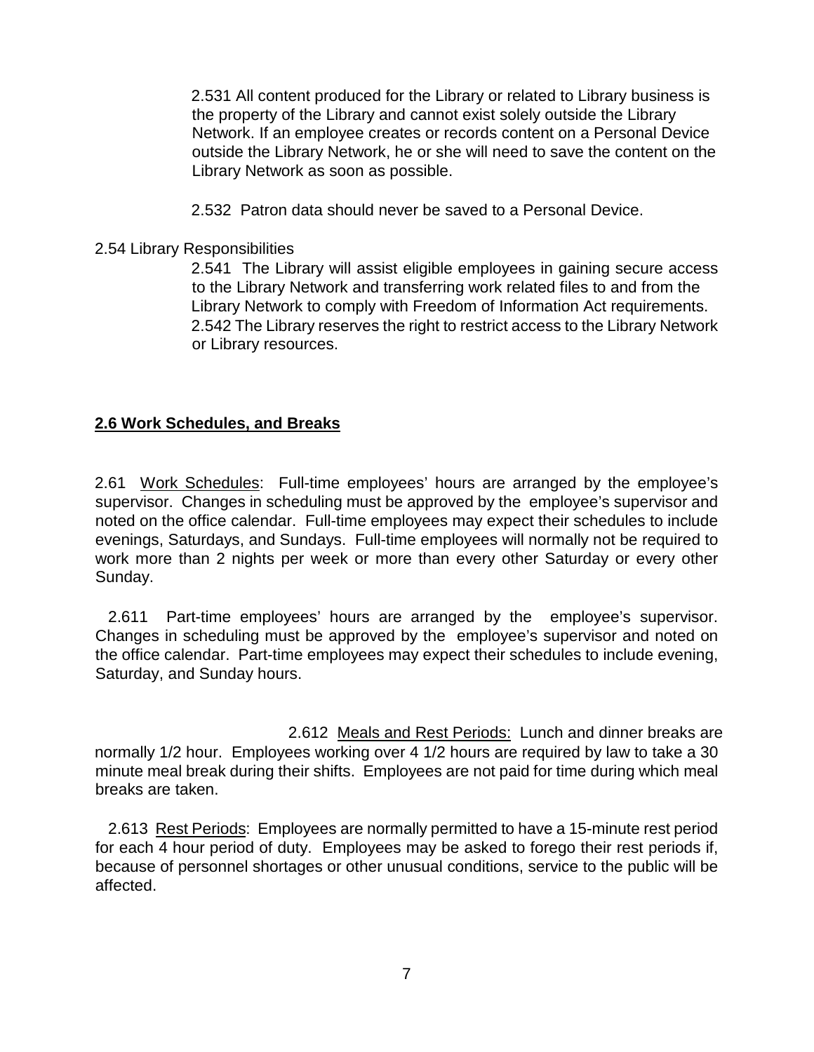2.531 All content produced for the Library or related to Library business is the property of the Library and cannot exist solely outside the Library Network. If an employee creates or records content on a Personal Device outside the Library Network, he or she will need to save the content on the Library Network as soon as possible.

2.532 Patron data should never be saved to a Personal Device.

2.54 Library Responsibilities

2.541 The Library will assist eligible employees in gaining secure access to the Library Network and transferring work related files to and from the Library Network to comply with Freedom of Information Act requirements.

2.542 The Library reserves the right to restrict access to the Library Network or Library resources.

## 2.6 Work Schedules, and Breaks

2.61 Work Schedules: Full-time employees' hours are arranged by the employee's supervisor. Changes in scheduling must be approved by the employee's supervisor and noted on the office calendar. Full-time employees may expect their schedules to include evenings, Saturdays, and Sundays. Full-time employees will normally not be required to work more than 2 nights per week or more than every other Saturday or every other Sunday.

2.611 Part-time employees' hours are arranged by the employee's supervisor. Changes in scheduling must be approved by the employee's supervisor and noted on the office calendar. Part-time employees may expect their schedules to include evening, Saturday, and Sunday hours.

2.612 Meals and Rest Periods: Lunch and dinner breaks are normally 1/2 hour. Employees working over 4 1/2 hours are required by law to take a 30 minute meal break during their shifts. Employees are not paid for time during which meal breaks are taken.

2.613 Rest Periods: Employees are normally permitted to have a 15-minute rest period for each 4 hour period of duty. Employees may be asked to forego their rest periods if, because of personnel shortages or other unusual conditions, service to the public will be affected.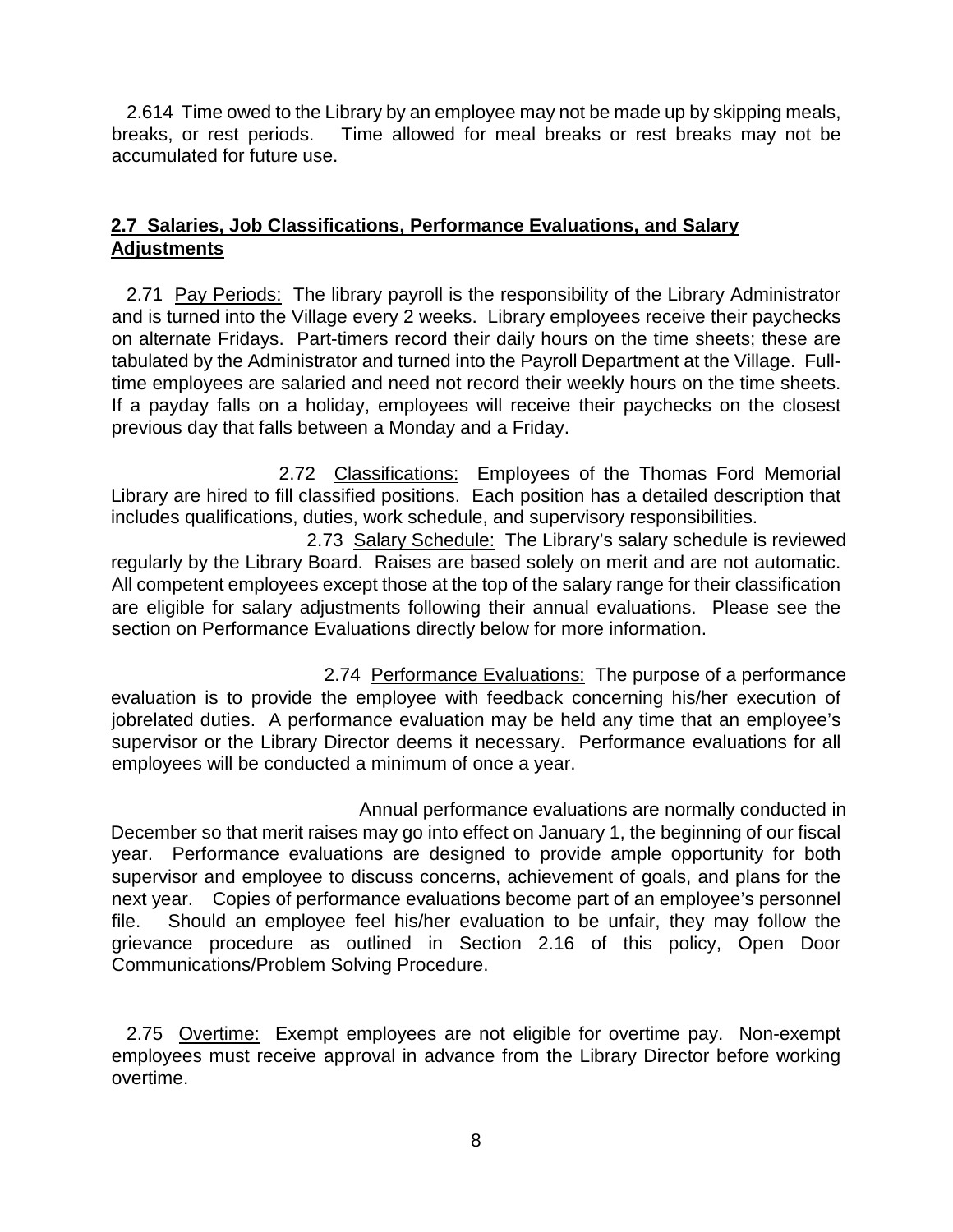2.614 Time owed to the Library by an employee may not be made up by skipping meals, breaks, or rest periods. Time allowed for meal breaks or rest breaks may not be accumulated for future use.

## 2.7 Salaries, Job Classifications, Performance Evaluations, and Salary Adjustments

2.71 Pay Periods: The library payroll is the responsibility of the Library Administrator and is turned into the Village every 2 weeks. Library employees receive their paychecks on alternate Fridays. Part-timers record their daily hours on the time sheets; these are tabulated by the Administrator and turned into the Payroll Department at the Village. Full-time employees are salaried and need not record their weekly hours on the time sheets. If a payday falls on a holiday, employees will receive their paychecks on the closest previous day that falls between a Monday and a Friday.

2.72 Classifications: Employees of the Thomas Ford Memorial Library are hired to fill classified positions. Each position has a detailed description that includes qualifications, duties, work schedule, and supervisory responsibilities.

2.73 Salary Schedule: The Library's salary schedule is reviewed regularly by the Library Board. Raises are based solely on merit and are not automatic. All competent employees except those at the top of the salary range for their classification are eligible for salary adjustments following their annual evaluations. Please see the section on Performance Evaluations directly below for more information.

2.74 Performance Evaluations: The purpose of a performance evaluation is to provide the employee with feedback concerning his/her execution of jobrelated duties. A performance evaluation may be held any time that an employee's supervisor or the Library Director deems it necessary. Performance evaluations for all employees will be conducted a minimum of once a year.

Annual performance evaluations are normally conducted in December so that merit raises may go into effect on January 1, the beginning of our fiscal year. Performance evaluations are designed to provide ample opportunity for both supervisor and employee to discuss concerns, achievement of goals, and plans for the next year. Copies of performance evaluations become part of an employee's personnel file. Should an employee feel his/her evaluation to be unfair, they may follow the grievance procedure as outlined in Section 2.16 of this policy, Open Door Communications/Problem Solving Procedure.

2.75 Overtime: Exempt employees are not eligible for overtime pay. Non-exempt employees must receive approval in advance from the Library Director before working overtime.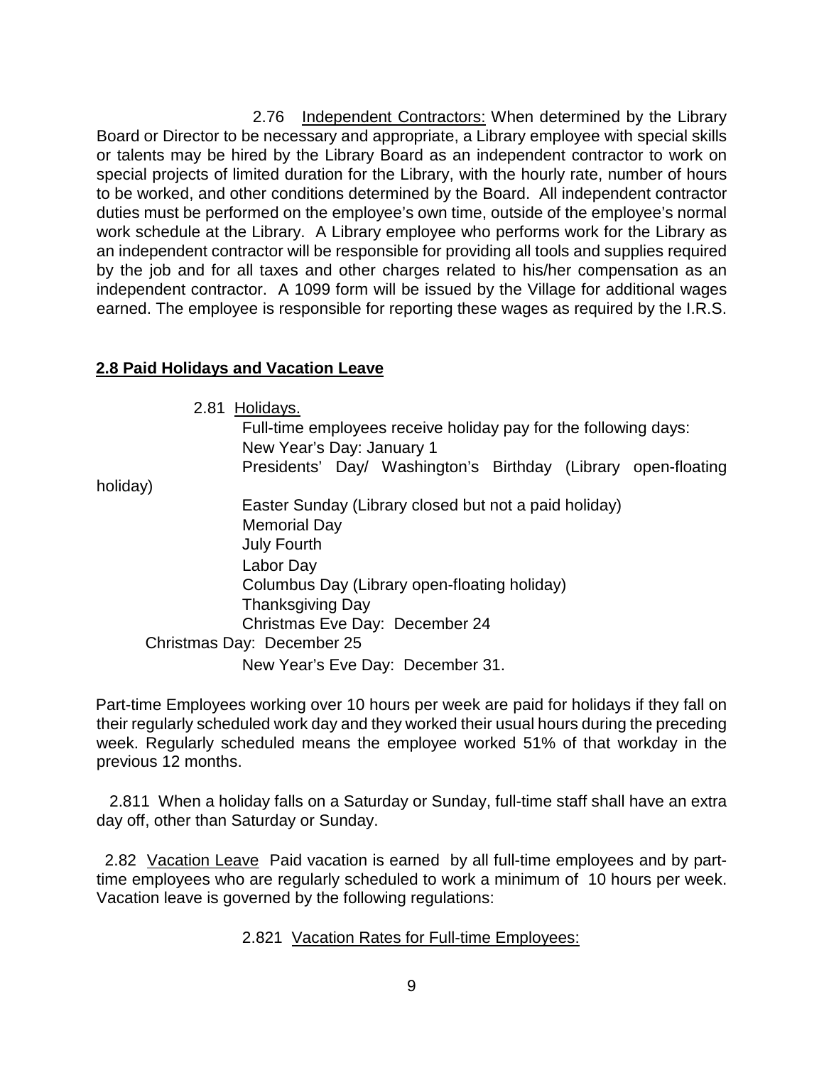2.76 Independent Contractors: When determined by the Library Board or Director to be necessary and appropriate, a Library employee with special skills or talents may be hired by the Library Board as an independent contractor to work on special projects of limited duration for the Library, with the hourly rate, number of hours to be worked, and other conditions determined by the Board. All independent contractor duties must be performed on the employee's own time, outside of the employee's normal work schedule at the Library. A Library employee who performs work for the Library as an independent contractor will be responsible for providing all tools and supplies required by the job and for all taxes and other charges related to his/her compensation as an independent contractor. A 1099 form will be issued by the Village for additional wages earned. The employee is responsible for reporting these wages as required by the I.R.S.

## 2.8 Paid Holidays and Vacation Leave

2.81 Holidays.

Full-time employees receive holiday pay for the following days:

- New Year's Day: January 1
- Presidents' Day/ Washington's Birthday (Library open-floating holiday)
- Easter Sunday (Library closed but not a paid holiday)
- Memorial Day
- July Fourth
- Labor Day
- Columbus Day (Library open-floating holiday)
- Thanksgiving Day
- Christmas Eve Day: December 24
- Christmas Day: December 25
- New Year's Eve Day: December 31.

Part-time Employees working over 10 hours per week are paid for holidays if they fall on their regularly scheduled work day and they worked their usual hours during the preceding week. Regularly scheduled means the employee worked 51% of that workday in the previous 12 months.

2.811 When a holiday falls on a Saturday or Sunday, full-time staff shall have an extra day off, other than Saturday or Sunday.

2.82 Vacation Leave Paid vacation is earned by all full-time employees and by part-time employees who are regularly scheduled to work a minimum of 10 hours per week. Vacation leave is governed by the following regulations:

2.821 Vacation Rates for Full-time Employees: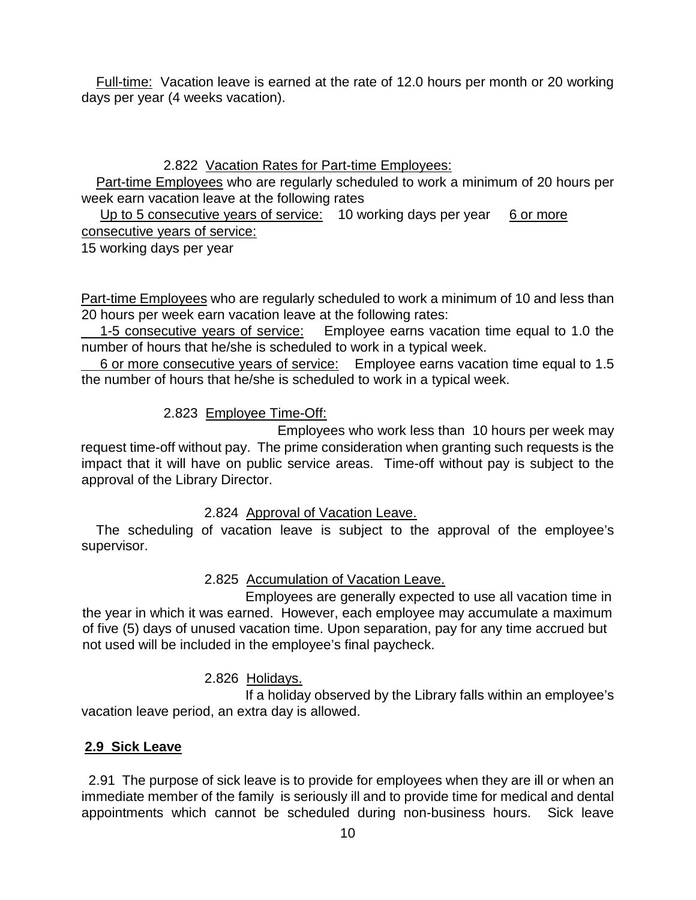Full-time: Vacation leave is earned at the rate of 12.0 hours per month or 20 working days per year (4 weeks vacation).

2.822 Vacation Rates for Part-time Employees:

Part-time Employees who are regularly scheduled to work a minimum of 20 hours per week earn vacation leave at the following rates

Up to 5 consecutive years of service: 10 working days per year   6 or more consecutive years of service:
15 working days per year

Part-time Employees who are regularly scheduled to work a minimum of 10 and less than 20 hours per week earn vacation leave at the following rates:

1-5 consecutive years of service: Employee earns vacation time equal to 1.0 the number of hours that he/she is scheduled to work in a typical week.

6 or more consecutive years of service: Employee earns vacation time equal to 1.5 the number of hours that he/she is scheduled to work in a typical week.

2.823 Employee Time-Off:

Employees who work less than 10 hours per week may request time-off without pay. The prime consideration when granting such requests is the impact that it will have on public service areas. Time-off without pay is subject to the approval of the Library Director.

2.824 Approval of Vacation Leave.

The scheduling of vacation leave is subject to the approval of the employee's supervisor.

2.825 Accumulation of Vacation Leave.

Employees are generally expected to use all vacation time in the year in which it was earned. However, each employee may accumulate a maximum of five (5) days of unused vacation time. Upon separation, pay for any time accrued but not used will be included in the employee's final paycheck.

2.826 Holidays.

If a holiday observed by the Library falls within an employee's vacation leave period, an extra day is allowed.

## 2.9 Sick Leave

2.91 The purpose of sick leave is to provide for employees when they are ill or when an immediate member of the family is seriously ill and to provide time for medical and dental appointments which cannot be scheduled during non-business hours. Sick leave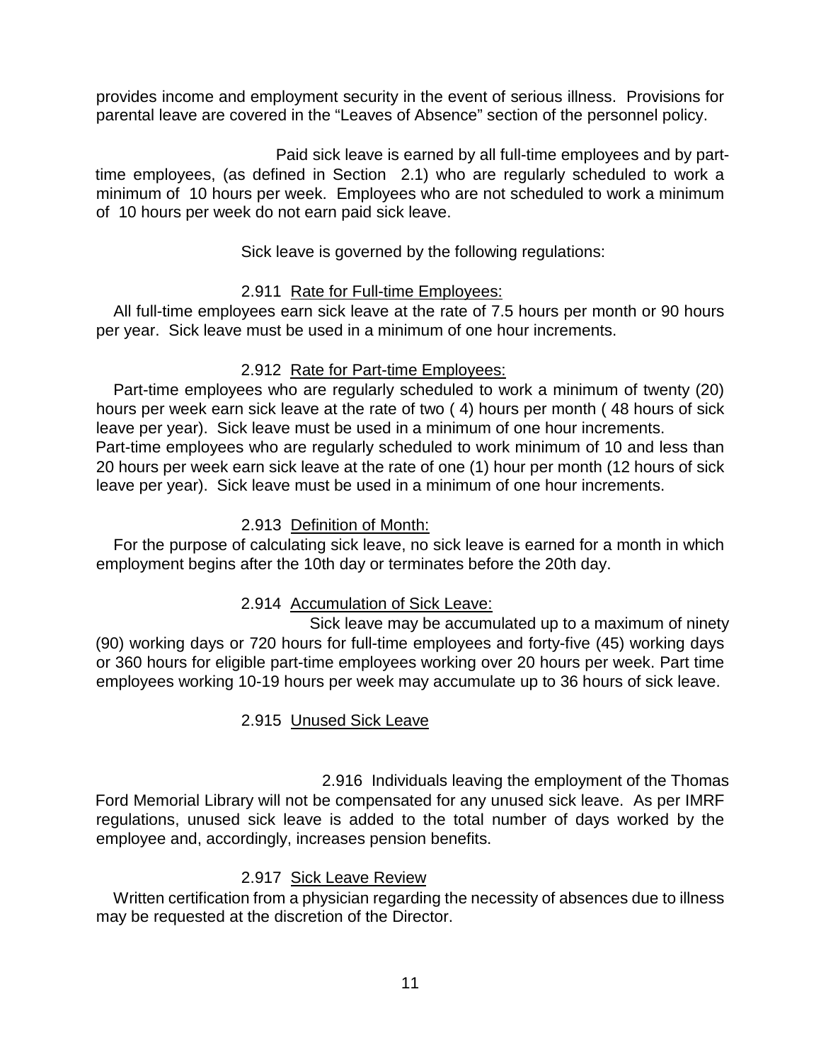provides income and employment security in the event of serious illness. Provisions for parental leave are covered in the "Leaves of Absence" section of the personnel policy.

Paid sick leave is earned by all full-time employees and by part-time employees, (as defined in Section 2.1) who are regularly scheduled to work a minimum of 10 hours per week. Employees who are not scheduled to work a minimum of 10 hours per week do not earn paid sick leave.

Sick leave is governed by the following regulations:

2.911 Rate for Full-time Employees:

All full-time employees earn sick leave at the rate of 7.5 hours per month or 90 hours per year. Sick leave must be used in a minimum of one hour increments.

2.912 Rate for Part-time Employees:

Part-time employees who are regularly scheduled to work a minimum of twenty (20) hours per week earn sick leave at the rate of two ( 4) hours per month ( 48 hours of sick leave per year). Sick leave must be used in a minimum of one hour increments.
Part-time employees who are regularly scheduled to work minimum of 10 and less than 20 hours per week earn sick leave at the rate of one (1) hour per month (12 hours of sick leave per year). Sick leave must be used in a minimum of one hour increments.

2.913 Definition of Month:

For the purpose of calculating sick leave, no sick leave is earned for a month in which employment begins after the 10th day or terminates before the 20th day.

2.914 Accumulation of Sick Leave:

Sick leave may be accumulated up to a maximum of ninety (90) working days or 720 hours for full-time employees and forty-five (45) working days or 360 hours for eligible part-time employees working over 20 hours per week. Part time employees working 10-19 hours per week may accumulate up to 36 hours of sick leave.

2.915 Unused Sick Leave

2.916 Individuals leaving the employment of the Thomas Ford Memorial Library will not be compensated for any unused sick leave. As per IMRF regulations, unused sick leave is added to the total number of days worked by the employee and, accordingly, increases pension benefits.

2.917 Sick Leave Review

Written certification from a physician regarding the necessity of absences due to illness may be requested at the discretion of the Director.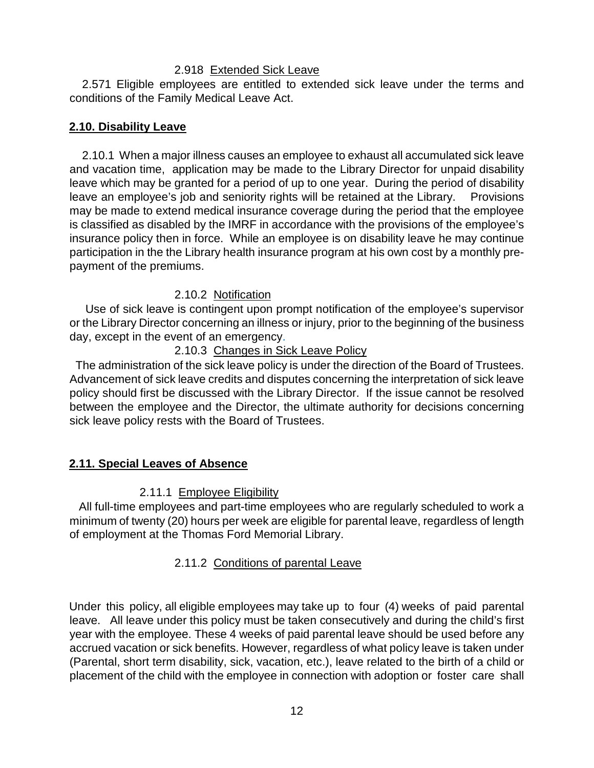#### 2.918 Extended Sick Leave

2.571 Eligible employees are entitled to extended sick leave under the terms and conditions of the Family Medical Leave Act.

## 2.10. Disability Leave

2.10.1 When a major illness causes an employee to exhaust all accumulated sick leave and vacation time, application may be made to the Library Director for unpaid disability leave which may be granted for a period of up to one year. During the period of disability leave an employee's job and seniority rights will be retained at the Library. Provisions may be made to extend medical insurance coverage during the period that the employee is classified as disabled by the IMRF in accordance with the provisions of the employee's insurance policy then in force. While an employee is on disability leave he may continue participation in the the Library health insurance program at his own cost by a monthly pre-payment of the premiums.

#### 2.10.2 Notification

Use of sick leave is contingent upon prompt notification of the employee's supervisor or the Library Director concerning an illness or injury, prior to the beginning of the business day, except in the event of an emergency.

#### 2.10.3 Changes in Sick Leave Policy

The administration of the sick leave policy is under the direction of the Board of Trustees. Advancement of sick leave credits and disputes concerning the interpretation of sick leave policy should first be discussed with the Library Director. If the issue cannot be resolved between the employee and the Director, the ultimate authority for decisions concerning sick leave policy rests with the Board of Trustees.

## 2.11. Special Leaves of Absence

#### 2.11.1 Employee Eligibility

All full-time employees and part-time employees who are regularly scheduled to work a minimum of twenty (20) hours per week are eligible for parental leave, regardless of length of employment at the Thomas Ford Memorial Library.

#### 2.11.2 Conditions of parental Leave

Under this policy, all eligible employees may take up to four (4) weeks of paid parental leave. All leave under this policy must be taken consecutively and during the child's first year with the employee. These 4 weeks of paid parental leave should be used before any accrued vacation or sick benefits. However, regardless of what policy leave is taken under (Parental, short term disability, sick, vacation, etc.), leave related to the birth of a child or placement of the child with the employee in connection with adoption or foster care shall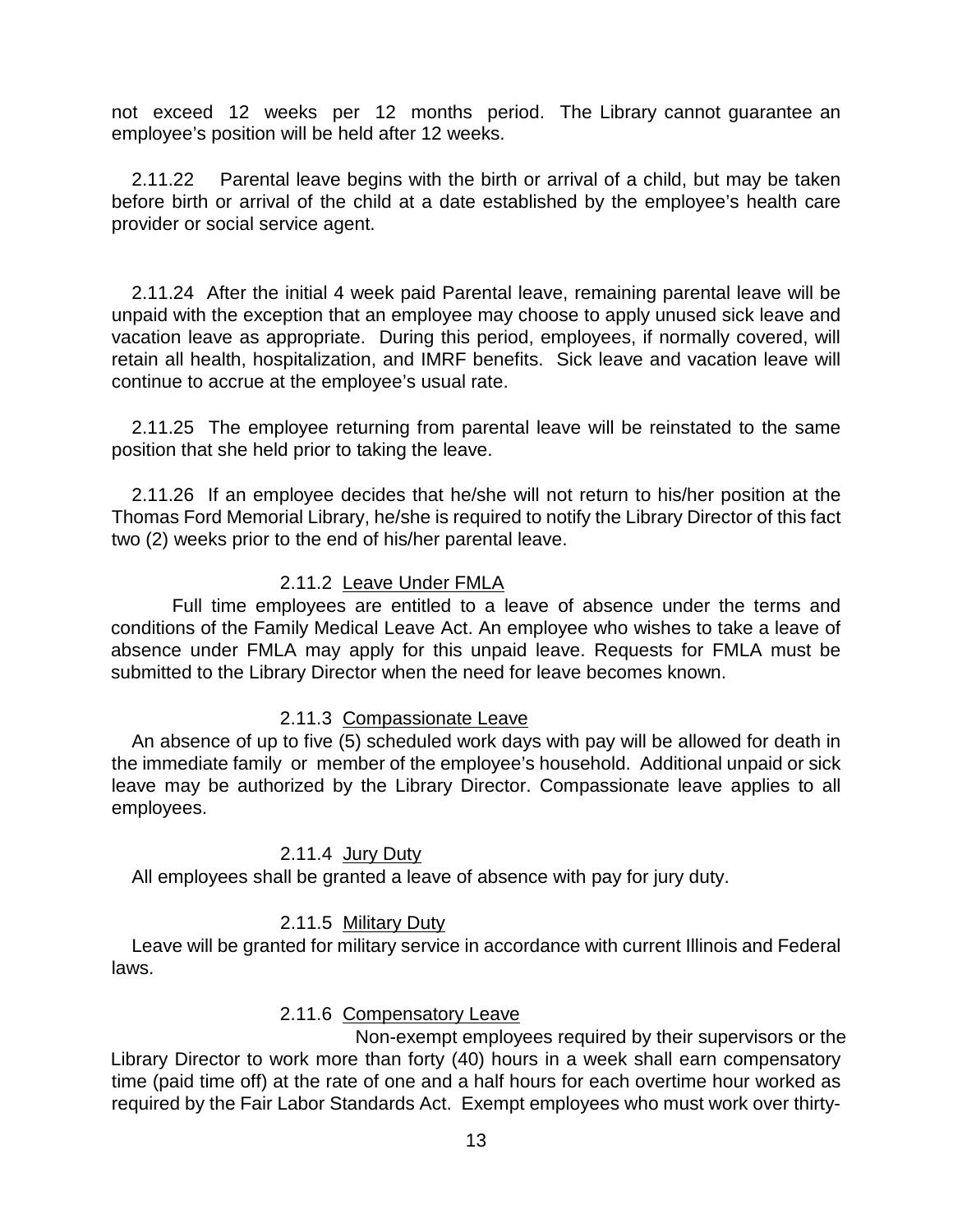not exceed 12 weeks per 12 months period. The Library cannot guarantee an employee's position will be held after 12 weeks.

2.11.22 Parental leave begins with the birth or arrival of a child, but may be taken before birth or arrival of the child at a date established by the employee's health care provider or social service agent.

2.11.24 After the initial 4 week paid Parental leave, remaining parental leave will be unpaid with the exception that an employee may choose to apply unused sick leave and vacation leave as appropriate. During this period, employees, if normally covered, will retain all health, hospitalization, and IMRF benefits. Sick leave and vacation leave will continue to accrue at the employee's usual rate.

2.11.25 The employee returning from parental leave will be reinstated to the same position that she held prior to taking the leave.

2.11.26 If an employee decides that he/she will not return to his/her position at the Thomas Ford Memorial Library, he/she is required to notify the Library Director of this fact two (2) weeks prior to the end of his/her parental leave.

2.11.2 Leave Under FMLA

Full time employees are entitled to a leave of absence under the terms and conditions of the Family Medical Leave Act. An employee who wishes to take a leave of absence under FMLA may apply for this unpaid leave. Requests for FMLA must be submitted to the Library Director when the need for leave becomes known.

2.11.3 Compassionate Leave

An absence of up to five (5) scheduled work days with pay will be allowed for death in the immediate family or member of the employee's household. Additional unpaid or sick leave may be authorized by the Library Director. Compassionate leave applies to all employees.

2.11.4 Jury Duty

All employees shall be granted a leave of absence with pay for jury duty.

2.11.5 Military Duty

Leave will be granted for military service in accordance with current Illinois and Federal laws.

2.11.6 Compensatory Leave

Non-exempt employees required by their supervisors or the Library Director to work more than forty (40) hours in a week shall earn compensatory time (paid time off) at the rate of one and a half hours for each overtime hour worked as required by the Fair Labor Standards Act. Exempt employees who must work over thirty-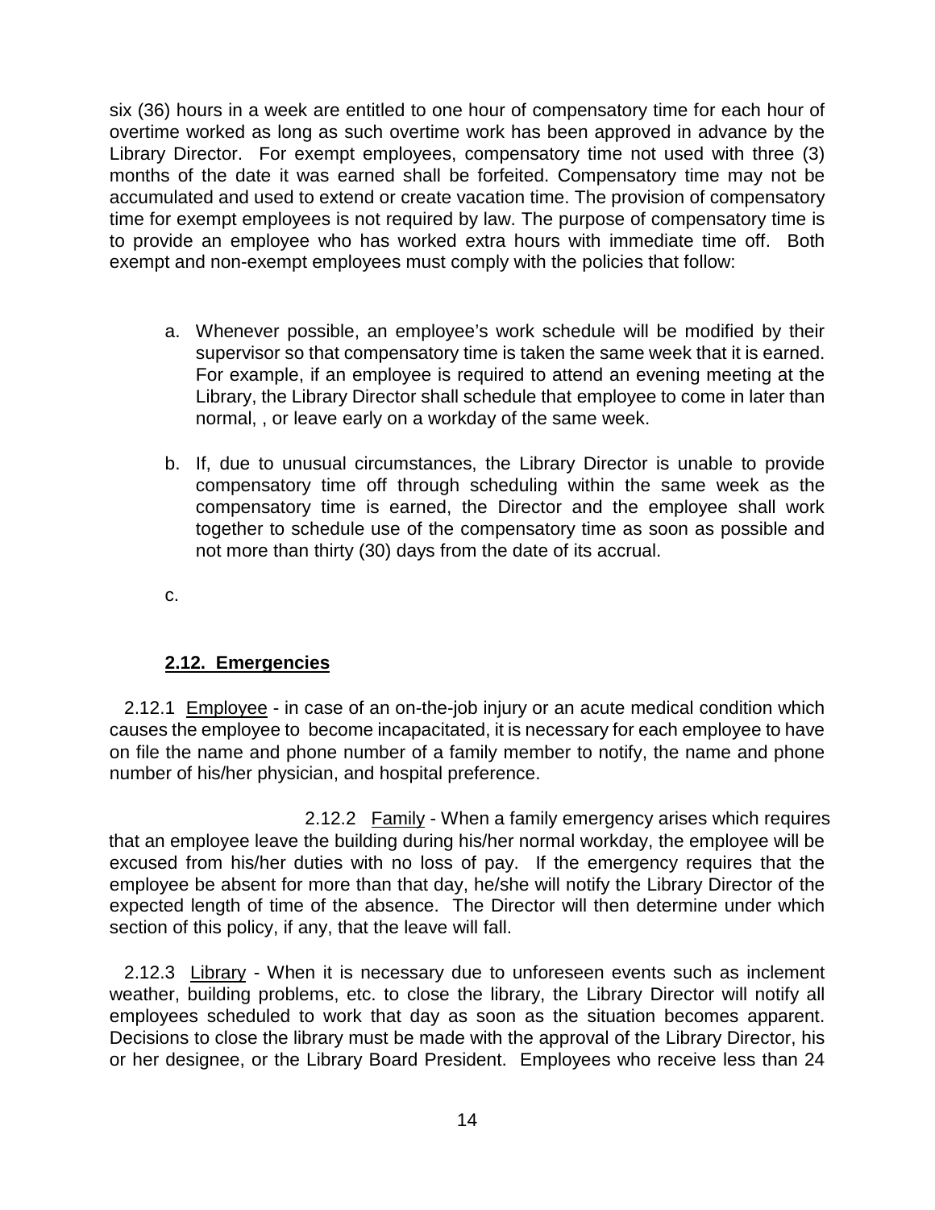six (36) hours in a week are entitled to one hour of compensatory time for each hour of overtime worked as long as such overtime work has been approved in advance by the Library Director. For exempt employees, compensatory time not used with three (3) months of the date it was earned shall be forfeited. Compensatory time may not be accumulated and used to extend or create vacation time. The provision of compensatory time for exempt employees is not required by law. The purpose of compensatory time is to provide an employee who has worked extra hours with immediate time off. Both exempt and non-exempt employees must comply with the policies that follow:

a. Whenever possible, an employee's work schedule will be modified by their supervisor so that compensatory time is taken the same week that it is earned. For example, if an employee is required to attend an evening meeting at the Library, the Library Director shall schedule that employee to come in later than normal, , or leave early on a workday of the same week.

b. If, due to unusual circumstances, the Library Director is unable to provide compensatory time off through scheduling within the same week as the compensatory time is earned, the Director and the employee shall work together to schedule use of the compensatory time as soon as possible and not more than thirty (30) days from the date of its accrual.

c.

### 2.12. Emergencies

2.12.1 Employee - in case of an on-the-job injury or an acute medical condition which causes the employee to become incapacitated, it is necessary for each employee to have on file the name and phone number of a family member to notify, the name and phone number of his/her physician, and hospital preference.

2.12.2 Family - When a family emergency arises which requires that an employee leave the building during his/her normal workday, the employee will be excused from his/her duties with no loss of pay. If the emergency requires that the employee be absent for more than that day, he/she will notify the Library Director of the expected length of time of the absence. The Director will then determine under which section of this policy, if any, that the leave will fall.

2.12.3 Library - When it is necessary due to unforeseen events such as inclement weather, building problems, etc. to close the library, the Library Director will notify all employees scheduled to work that day as soon as the situation becomes apparent. Decisions to close the library must be made with the approval of the Library Director, his or her designee, or the Library Board President. Employees who receive less than 24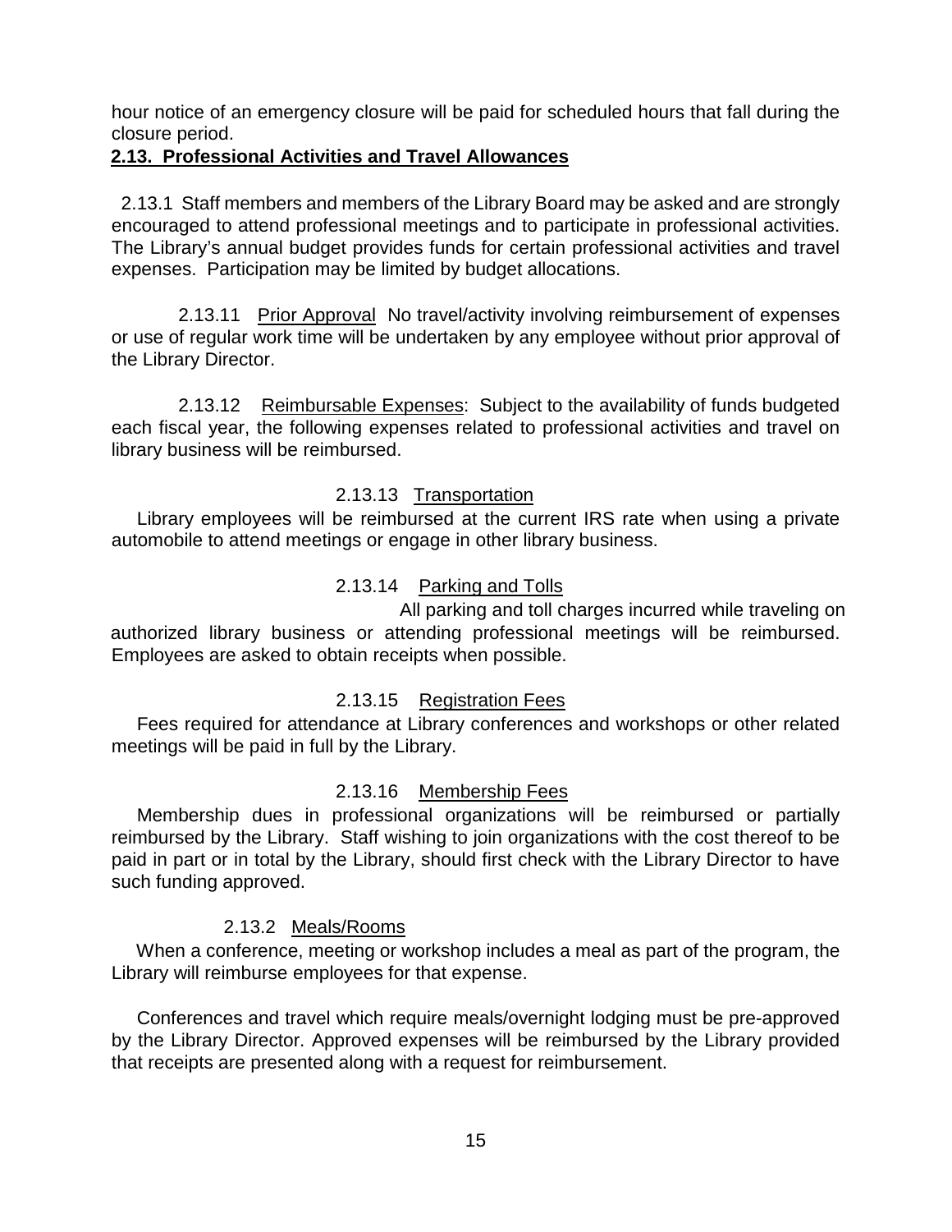hour notice of an emergency closure will be paid for scheduled hours that fall during the closure period.

## 2.13. Professional Activities and Travel Allowances

2.13.1 Staff members and members of the Library Board may be asked and are strongly encouraged to attend professional meetings and to participate in professional activities. The Library's annual budget provides funds for certain professional activities and travel expenses. Participation may be limited by budget allocations.

2.13.11 Prior Approval No travel/activity involving reimbursement of expenses or use of regular work time will be undertaken by any employee without prior approval of the Library Director.

2.13.12 Reimbursable Expenses: Subject to the availability of funds budgeted each fiscal year, the following expenses related to professional activities and travel on library business will be reimbursed.

2.13.13 Transportation

Library employees will be reimbursed at the current IRS rate when using a private automobile to attend meetings or engage in other library business.

2.13.14 Parking and Tolls

All parking and toll charges incurred while traveling on authorized library business or attending professional meetings will be reimbursed. Employees are asked to obtain receipts when possible.

2.13.15 Registration Fees

Fees required for attendance at Library conferences and workshops or other related meetings will be paid in full by the Library.

2.13.16 Membership Fees

Membership dues in professional organizations will be reimbursed or partially reimbursed by the Library. Staff wishing to join organizations with the cost thereof to be paid in part or in total by the Library, should first check with the Library Director to have such funding approved.

2.13.2 Meals/Rooms

When a conference, meeting or workshop includes a meal as part of the program, the Library will reimburse employees for that expense.

Conferences and travel which require meals/overnight lodging must be pre-approved by the Library Director. Approved expenses will be reimbursed by the Library provided that receipts are presented along with a request for reimbursement.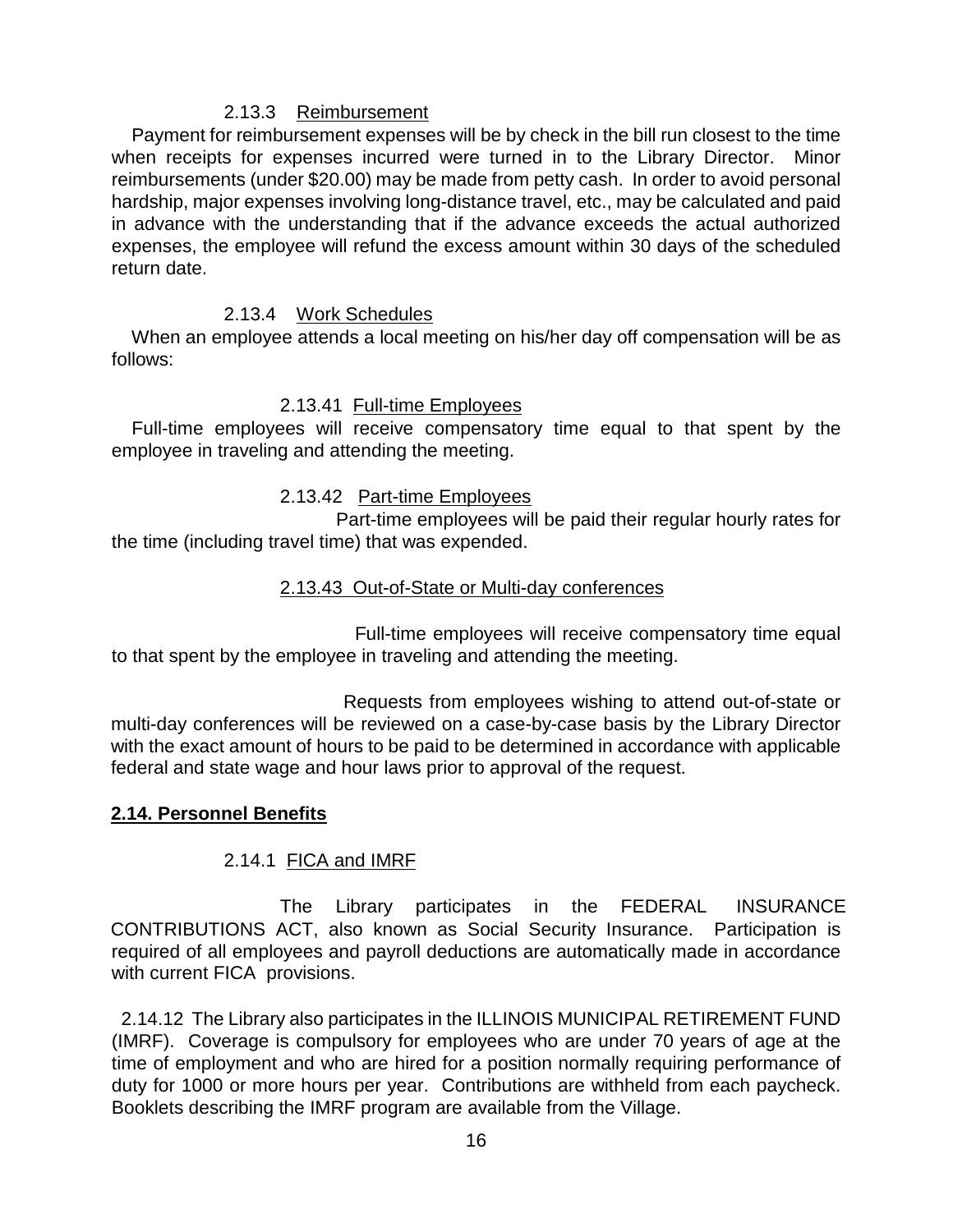#### 2.13.3 Reimbursement

Payment for reimbursement expenses will be by check in the bill run closest to the time when receipts for expenses incurred were turned in to the Library Director. Minor reimbursements (under $20.00) may be made from petty cash. In order to avoid personal hardship, major expenses involving long-distance travel, etc., may be calculated and paid in advance with the understanding that if the advance exceeds the actual authorized expenses, the employee will refund the excess amount within 30 days of the scheduled return date.

#### 2.13.4 Work Schedules

When an employee attends a local meeting on his/her day off compensation will be as follows:

##### 2.13.41 Full-time Employees

Full-time employees will receive compensatory time equal to that spent by the employee in traveling and attending the meeting.

##### 2.13.42 Part-time Employees

Part-time employees will be paid their regular hourly rates for the time (including travel time) that was expended.

##### 2.13.43 Out-of-State or Multi-day conferences

Full-time employees will receive compensatory time equal to that spent by the employee in traveling and attending the meeting.

Requests from employees wishing to attend out-of-state or multi-day conferences will be reviewed on a case-by-case basis by the Library Director with the exact amount of hours to be paid to be determined in accordance with applicable federal and state wage and hour laws prior to approval of the request.

### 2.14. Personnel Benefits

#### 2.14.1 FICA and IMRF

The Library participates in the FEDERAL INSURANCE CONTRIBUTIONS ACT, also known as Social Security Insurance. Participation is required of all employees and payroll deductions are automatically made in accordance with current FICA provisions.

2.14.12 The Library also participates in the ILLINOIS MUNICIPAL RETIREMENT FUND (IMRF). Coverage is compulsory for employees who are under 70 years of age at the time of employment and who are hired for a position normally requiring performance of duty for 1000 or more hours per year. Contributions are withheld from each paycheck. Booklets describing the IMRF program are available from the Village.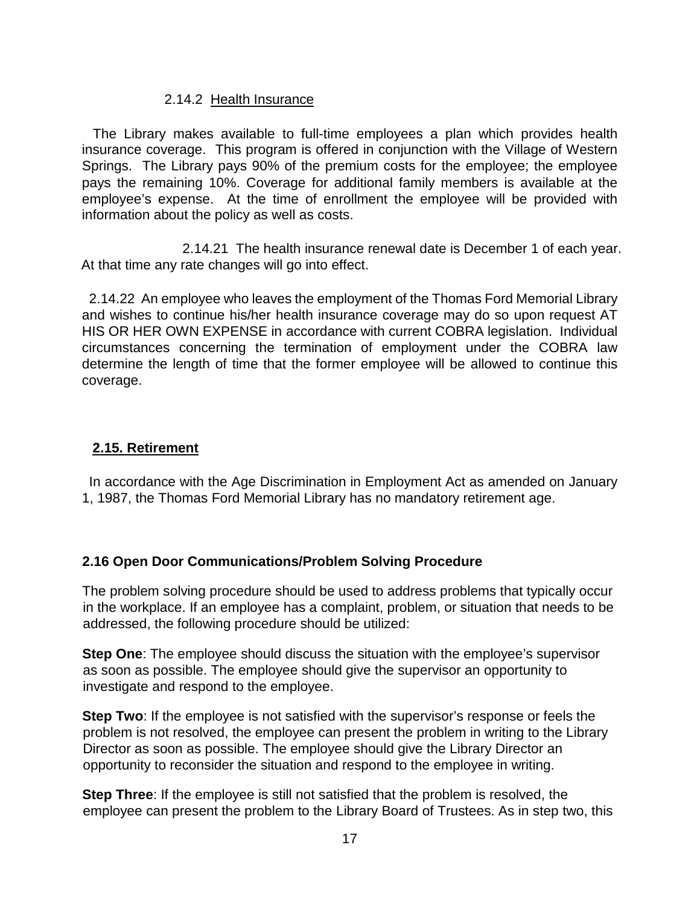### 2.14.2 Health Insurance

The Library makes available to full-time employees a plan which provides health insurance coverage. This program is offered in conjunction with the Village of Western Springs. The Library pays 90% of the premium costs for the employee; the employee pays the remaining 10%. Coverage for additional family members is available at the employee's expense. At the time of enrollment the employee will be provided with information about the policy as well as costs.

2.14.21 The health insurance renewal date is December 1 of each year. At that time any rate changes will go into effect.

2.14.22 An employee who leaves the employment of the Thomas Ford Memorial Library and wishes to continue his/her health insurance coverage may do so upon request AT HIS OR HER OWN EXPENSE in accordance with current COBRA legislation. Individual circumstances concerning the termination of employment under the COBRA law determine the length of time that the former employee will be allowed to continue this coverage.

## 2.15. Retirement

In accordance with the Age Discrimination in Employment Act as amended on January 1, 1987, the Thomas Ford Memorial Library has no mandatory retirement age.

## 2.16 Open Door Communications/Problem Solving Procedure

The problem solving procedure should be used to address problems that typically occur in the workplace. If an employee has a complaint, problem, or situation that needs to be addressed, the following procedure should be utilized:

**Step One**: The employee should discuss the situation with the employee's supervisor as soon as possible. The employee should give the supervisor an opportunity to investigate and respond to the employee.

**Step Two**: If the employee is not satisfied with the supervisor's response or feels the problem is not resolved, the employee can present the problem in writing to the Library Director as soon as possible. The employee should give the Library Director an opportunity to reconsider the situation and respond to the employee in writing.

**Step Three**: If the employee is still not satisfied that the problem is resolved, the employee can present the problem to the Library Board of Trustees. As in step two, this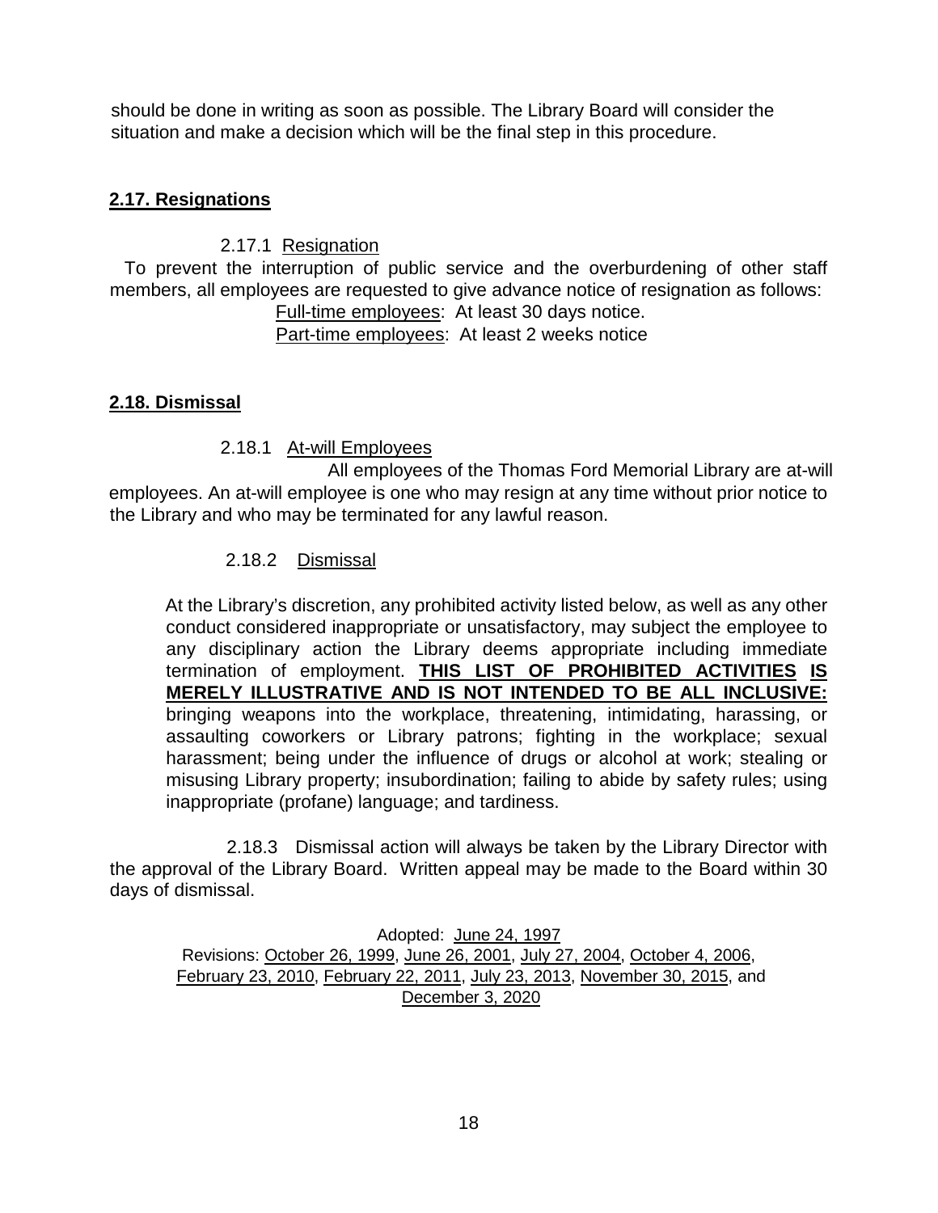should be done in writing as soon as possible. The Library Board will consider the situation and make a decision which will be the final step in this procedure.

## 2.17. Resignations

2.17.1 Resignation

To prevent the interruption of public service and the overburdening of other staff members, all employees are requested to give advance notice of resignation as follows:

Full-time employees: At least 30 days notice.
Part-time employees: At least 2 weeks notice

## 2.18. Dismissal

2.18.1 At-will Employees

All employees of the Thomas Ford Memorial Library are at-will employees. An at-will employee is one who may resign at any time without prior notice to the Library and who may be terminated for any lawful reason.

2.18.2 Dismissal

At the Library's discretion, any prohibited activity listed below, as well as any other conduct considered inappropriate or unsatisfactory, may subject the employee to any disciplinary action the Library deems appropriate including immediate termination of employment. **THIS LIST OF PROHIBITED ACTIVITIES IS MERELY ILLUSTRATIVE AND IS NOT INTENDED TO BE ALL INCLUSIVE:** bringing weapons into the workplace, threatening, intimidating, harassing, or assaulting coworkers or Library patrons; fighting in the workplace; sexual harassment; being under the influence of drugs or alcohol at work; stealing or misusing Library property; insubordination; failing to abide by safety rules; using inappropriate (profane) language; and tardiness.

2.18.3 Dismissal action will always be taken by the Library Director with the approval of the Library Board. Written appeal may be made to the Board within 30 days of dismissal.

Adopted: June 24, 1997
Revisions: October 26, 1999, June 26, 2001, July 27, 2004, October 4, 2006, February 23, 2010, February 22, 2011, July 23, 2013, November 30, 2015, and December 3, 2020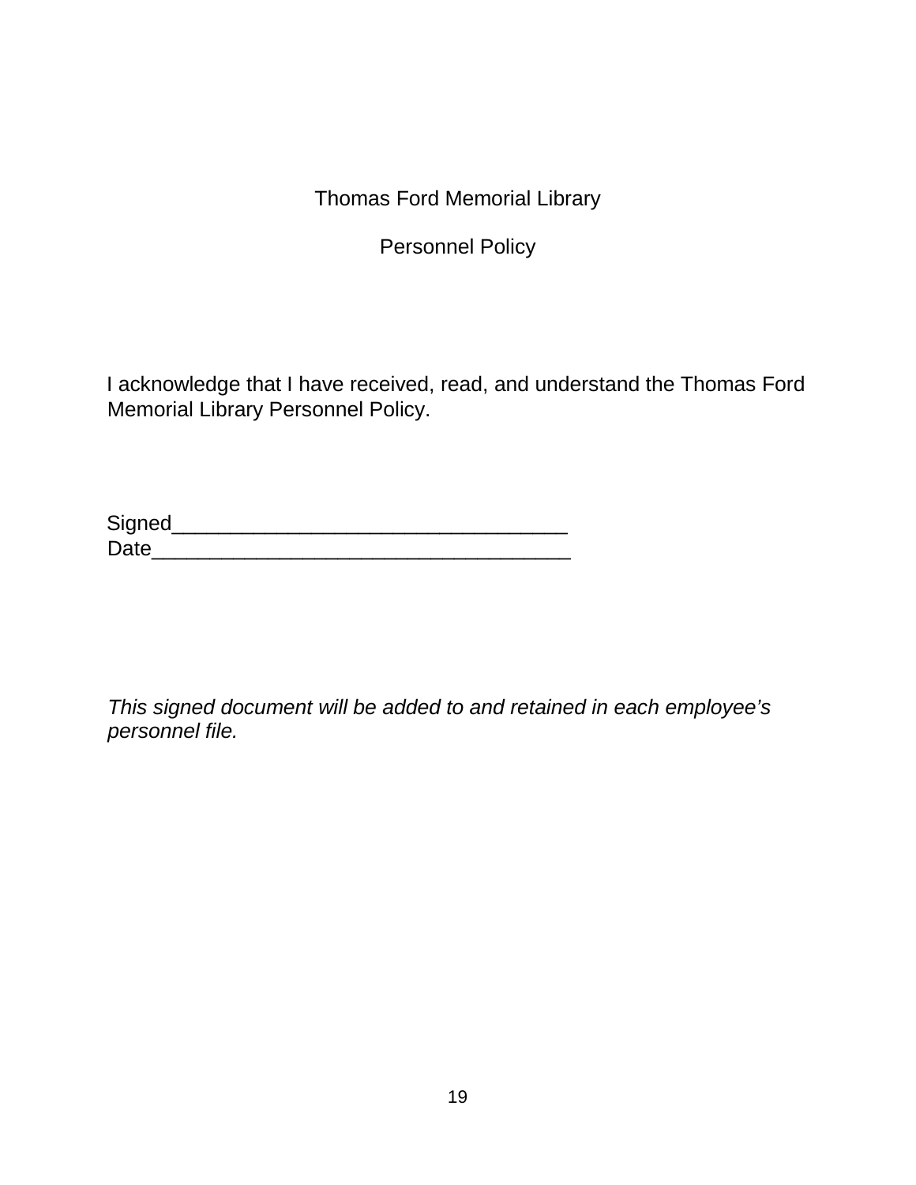Thomas Ford Memorial Library

Personnel Policy

I acknowledge that I have received, read, and understand the Thomas Ford Memorial Library Personnel Policy.

Signed___________________________________
Date_____________________________________

*This signed document will be added to and retained in each employee's personnel file.*